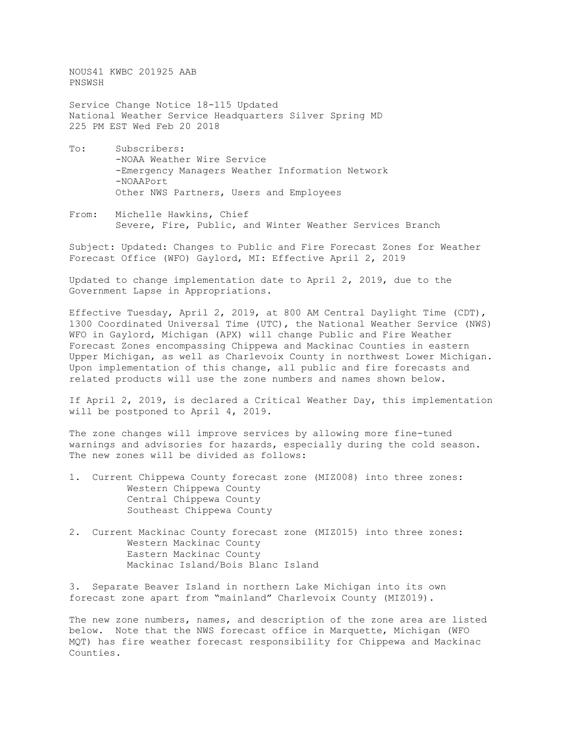NOUS41 KWBC 201925 AAB
PNSWSH

Service Change Notice 18-115 Updated
National Weather Service Headquarters Silver Spring MD
225 PM EST Wed Feb 20 2018

To: Subscribers:
-NOAA Weather Wire Service
-Emergency Managers Weather Information Network
-NOAAPort
Other NWS Partners, Users and Employees

From: Michelle Hawkins, Chief
Severe, Fire, Public, and Winter Weather Services Branch

Subject: Updated: Changes to Public and Fire Forecast Zones for Weather Forecast Office (WFO) Gaylord, MI: Effective April 2, 2019

Updated to change implementation date to April 2, 2019, due to the Government Lapse in Appropriations.

Effective Tuesday, April 2, 2019, at 800 AM Central Daylight Time (CDT), 1300 Coordinated Universal Time (UTC), the National Weather Service (NWS) WFO in Gaylord, Michigan (APX) will change Public and Fire Weather Forecast Zones encompassing Chippewa and Mackinac Counties in eastern Upper Michigan, as well as Charlevoix County in northwest Lower Michigan. Upon implementation of this change, all public and fire forecasts and related products will use the zone numbers and names shown below.

If April 2, 2019, is declared a Critical Weather Day, this implementation will be postponed to April 4, 2019.

The zone changes will improve services by allowing more fine-tuned warnings and advisories for hazards, especially during the cold season. The new zones will be divided as follows:

1. Current Chippewa County forecast zone (MIZ008) into three zones:
   - Western Chippewa County
   - Central Chippewa County
   - Southeast Chippewa County

2. Current Mackinac County forecast zone (MIZ015) into three zones:
   - Western Mackinac County
   - Eastern Mackinac County
   - Mackinac Island/Bois Blanc Island

3. Separate Beaver Island in northern Lake Michigan into its own forecast zone apart from "mainland" Charlevoix County (MIZ019).

The new zone numbers, names, and description of the zone area are listed below. Note that the NWS forecast office in Marquette, Michigan (WFO MQT) has fire weather forecast responsibility for Chippewa and Mackinac Counties.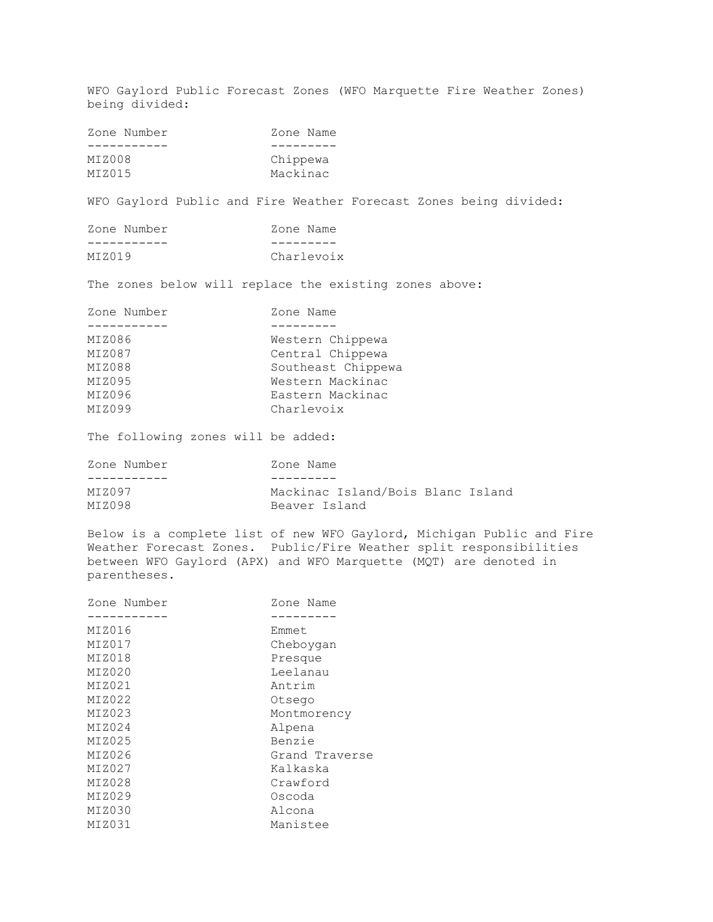WFO Gaylord Public Forecast Zones (WFO Marquette Fire Weather Zones) being divided:

| Zone Number | Zone Name |
| --- | --- |
| MIZ008 | Chippewa |
| MIZ015 | Mackinac |

WFO Gaylord Public and Fire Weather Forecast Zones being divided:

| Zone Number | Zone Name |
| --- | --- |
| MIZ019 | Charlevoix |

The zones below will replace the existing zones above:

| Zone Number | Zone Name |
| --- | --- |
| MIZ086 | Western Chippewa |
| MIZ087 | Central Chippewa |
| MIZ088 | Southeast Chippewa |
| MIZ095 | Western Mackinac |
| MIZ096 | Eastern Mackinac |
| MIZ099 | Charlevoix |

The following zones will be added:

| Zone Number | Zone Name |
| --- | --- |
| MIZ097 | Mackinac Island/Bois Blanc Island |
| MIZ098 | Beaver Island |

Below is a complete list of new WFO Gaylord, Michigan Public and Fire Weather Forecast Zones. Public/Fire Weather split responsibilities between WFO Gaylord (APX) and WFO Marquette (MQT) are denoted in parentheses.

| Zone Number | Zone Name |
| --- | --- |
| MIZ016 | Emmet |
| MIZ017 | Cheboygan |
| MIZ018 | Presque |
| MIZ020 | Leelanau |
| MIZ021 | Antrim |
| MIZ022 | Otsego |
| MIZ023 | Montmorency |
| MIZ024 | Alpena |
| MIZ025 | Benzie |
| MIZ026 | Grand Traverse |
| MIZ027 | Kalkaska |
| MIZ028 | Crawford |
| MIZ029 | Oscoda |
| MIZ030 | Alcona |
| MIZ031 | Manistee |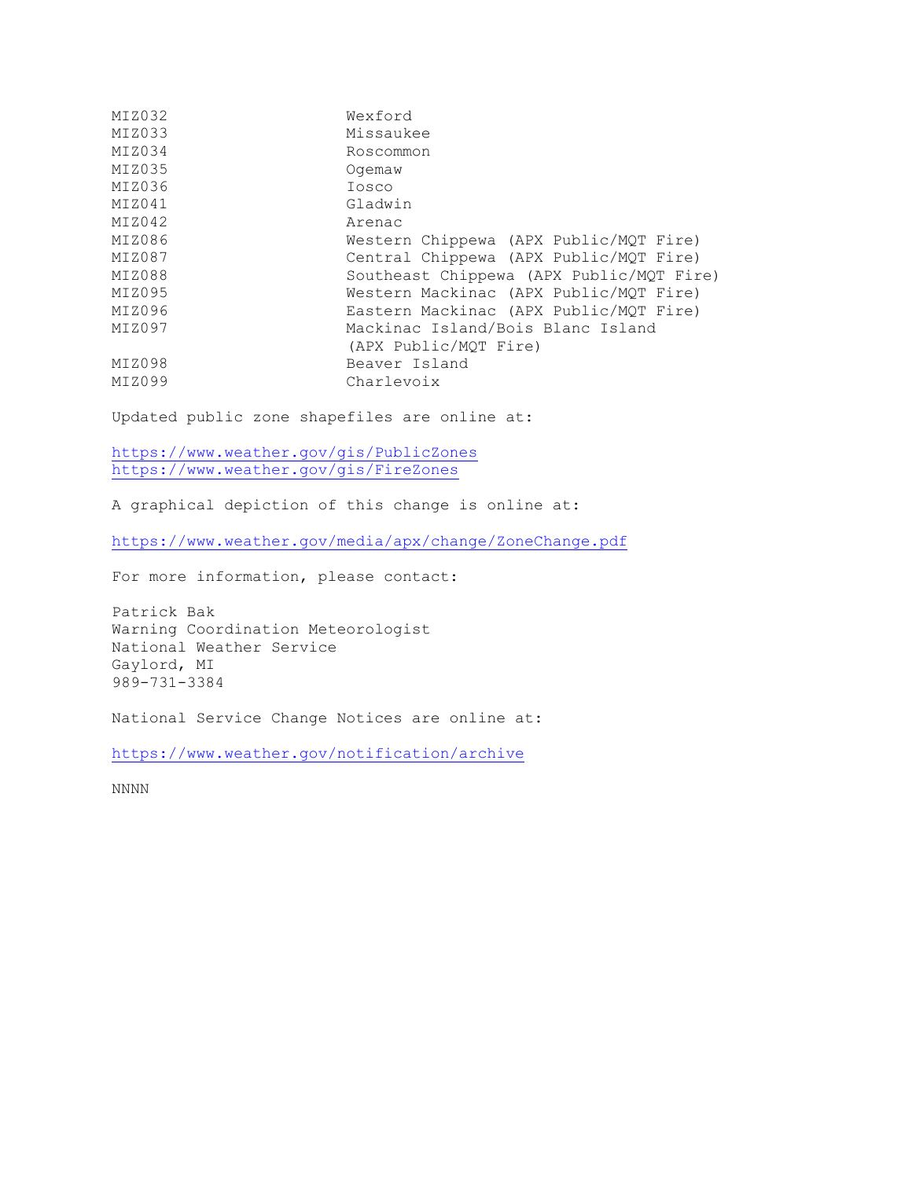| | |
|---|---|
| MIZ032 | Wexford |
| MIZ033 | Missaukee |
| MIZ034 | Roscommon |
| MIZ035 | Ogemaw |
| MIZ036 | Iosco |
| MIZ041 | Gladwin |
| MIZ042 | Arenac |
| MIZ086 | Western Chippewa (APX Public/MQT Fire) |
| MIZ087 | Central Chippewa (APX Public/MQT Fire) |
| MIZ088 | Southeast Chippewa (APX Public/MQT Fire) |
| MIZ095 | Western Mackinac (APX Public/MQT Fire) |
| MIZ096 | Eastern Mackinac (APX Public/MQT Fire) |
| MIZ097 | Mackinac Island/Bois Blanc Island (APX Public/MQT Fire) |
| MIZ098 | Beaver Island |
| MIZ099 | Charlevoix |

Updated public zone shapefiles are online at:

https://www.weather.gov/gis/PublicZones
https://www.weather.gov/gis/FireZones

A graphical depiction of this change is online at:

https://www.weather.gov/media/apx/change/ZoneChange.pdf

For more information, please contact:

Patrick Bak
Warning Coordination Meteorologist
National Weather Service
Gaylord, MI
989-731-3384

National Service Change Notices are online at:

https://www.weather.gov/notification/archive

NNNN